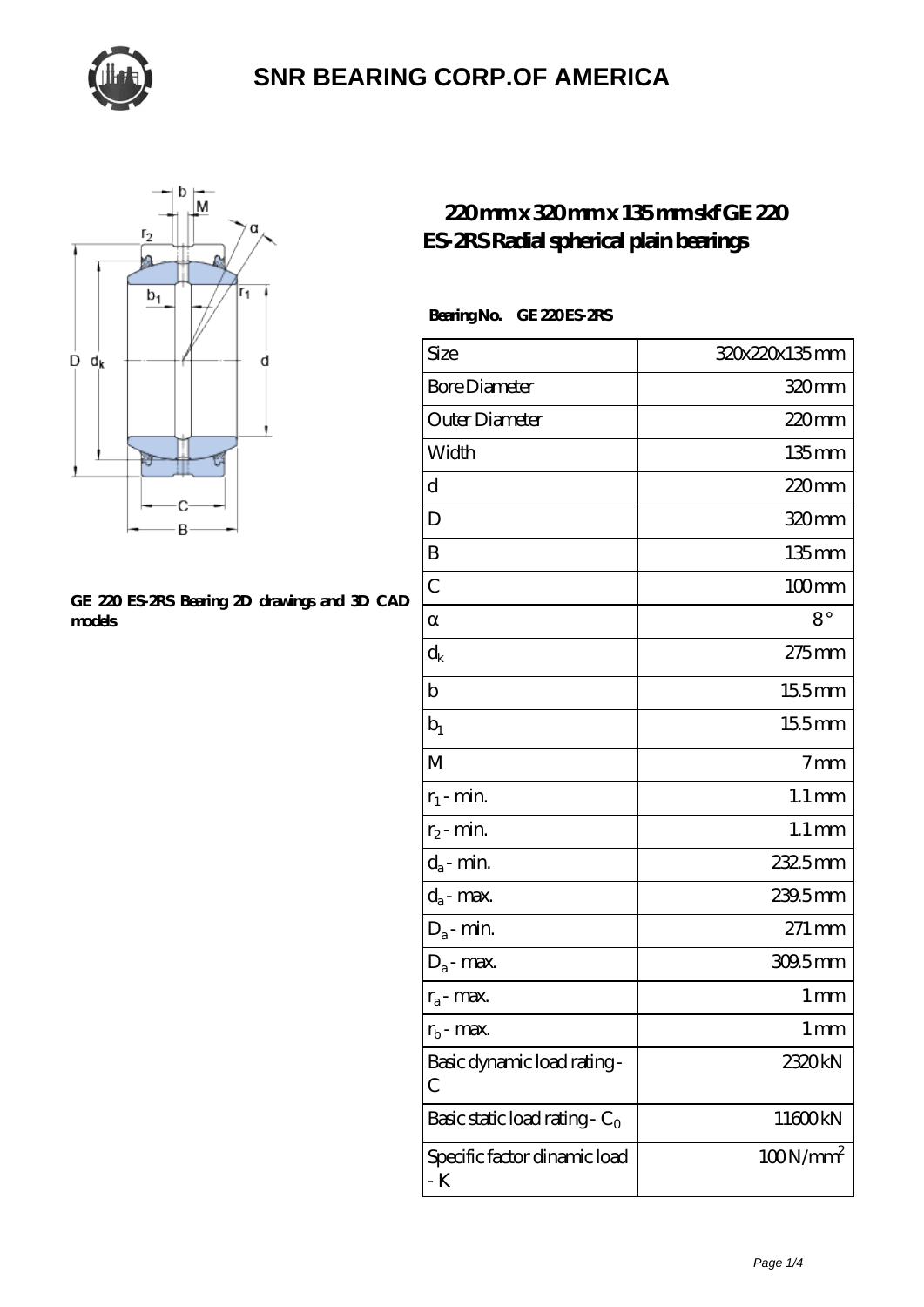# SNR BEARING CORP.OF AMERICA

GE 220 ES-2RS Bearing 2D drawings and 3D CAD models

## 220 mm x 320 mm x 135 mm skf GE 220 ES-2RS Radial spherical plain bearings

**Bearing No. GE 220 ES-2RS**

| | |
|---|---|
| Size | 320x220x135 mm |
| Bore Diameter | 320 mm |
| Outer Diameter | 220 mm |
| Width | 135 mm |
| d | 220 mm |
| D | 320 mm |
| B | 135 mm |
| C | 100 mm |
| α | 8 ° |
| $d_k$ | 275 mm |
| b | 15.5 mm |
| $b_1$ | 15.5 mm |
| M | 7 mm |
| $r_1$ - min. | 1.1 mm |
| $r_2$ - min. | 1.1 mm |
| $d_a$ - min. | 232.5 mm |
| $d_a$ - max. | 239.5 mm |
| $D_a$ - min. | 271 mm |
| $D_a$ - max. | 309.5 mm |
| $r_a$ - max. | 1 mm |
| $r_b$ - max. | 1 mm |
| Basic dynamic load rating - C | 2320 kN |
| Basic static load rating - $C_0$ | 11600 kN |
| Specific factor dinamic load - K | 100 N/$mm^2$ |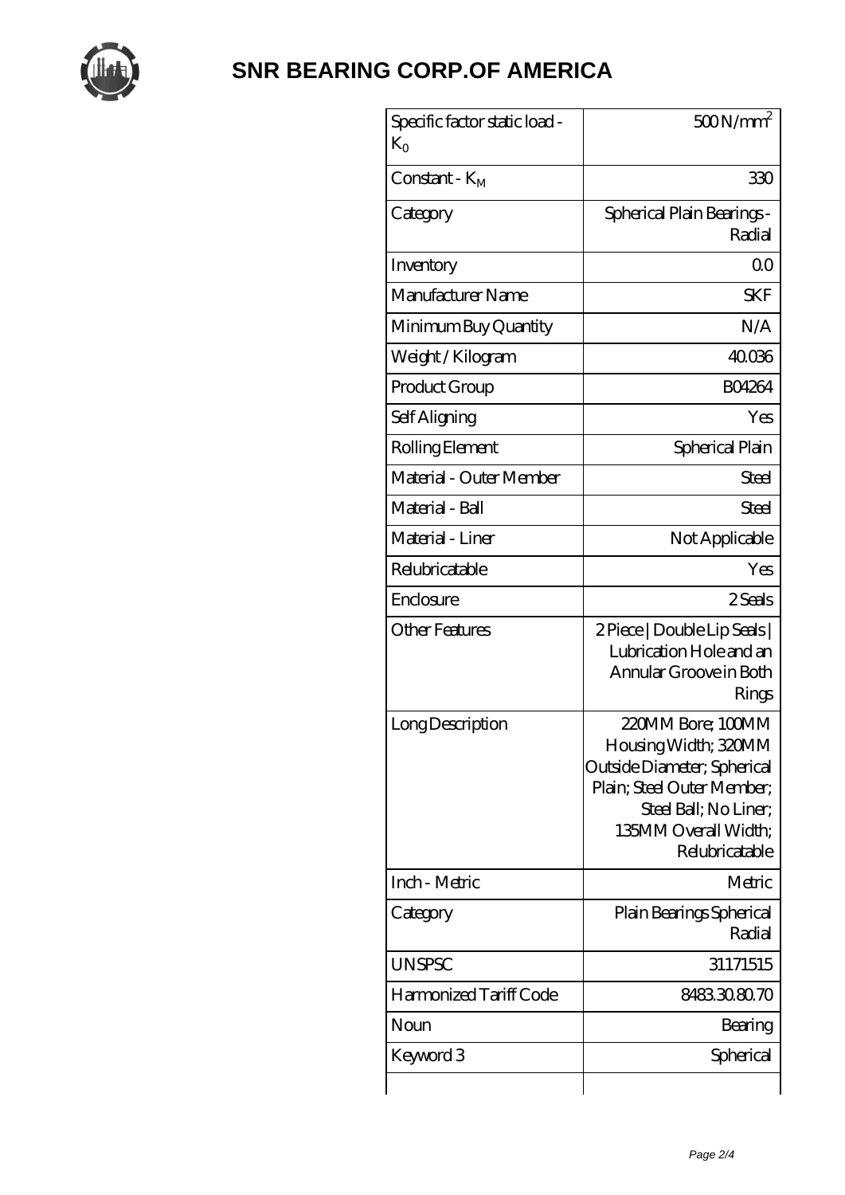# SNR BEARING CORP.OF AMERICA

| Specific factor static load - $K_0$ | 500 N/mm$^2$ |
| --- | --- |
| Constant - $K_M$ | 330 |
| Category | Spherical Plain Bearings - Radial |
| Inventory | 0.0 |
| Manufacturer Name | SKF |
| Minimum Buy Quantity | N/A |
| Weight / Kilogram | 40.036 |
| Product Group | B04264 |
| Self Aligning | Yes |
| Rolling Element | Spherical Plain |
| Material - Outer Member | Steel |
| Material - Ball | Steel |
| Material - Liner | Not Applicable |
| Relubricatable | Yes |
| Enclosure | 2 Seals |
| Other Features | 2 Piece \| Double Lip Seals \| Lubrication Hole and an Annular Groove in Both Rings |
| Long Description | 220MM Bore; 100MM Housing Width; 320MM Outside Diameter; Spherical Plain; Steel Outer Member; Steel Ball; No Liner; 135MM Overall Width; Relubricatable |
| Inch - Metric | Metric |
| Category | Plain Bearings Spherical Radial |
| UNSPSC | 31171515 |
| Harmonized Tariff Code | 8483.30.80.70 |
| Noun | Bearing |
| Keyword 3 | Spherical |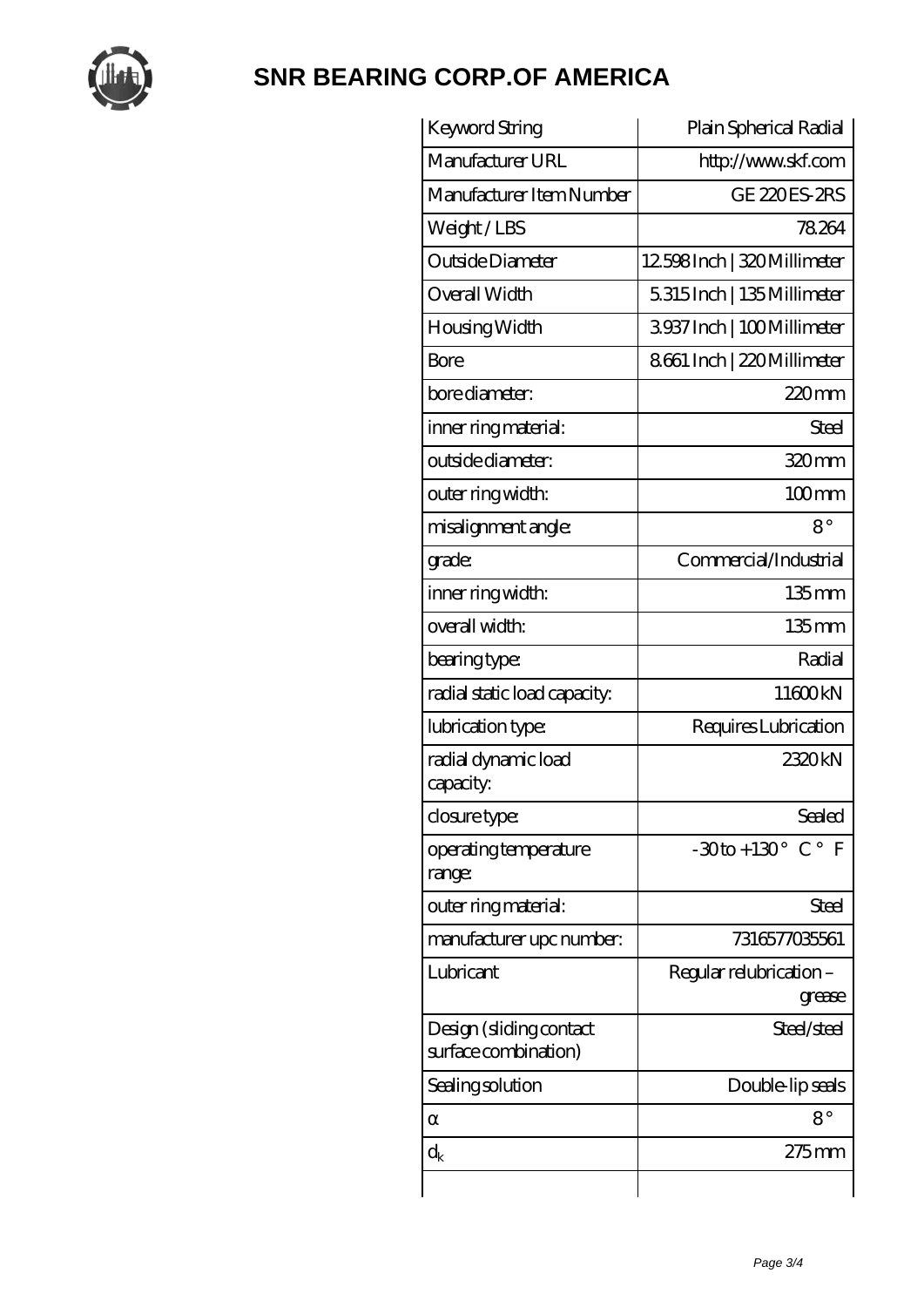# SNR BEARING CORP.OF AMERICA

| Keyword String | Plain Spherical Radial |
|---|---|
| Manufacturer URL | http://www.skf.com |
| Manufacturer Item Number | GE 220 ES-2RS |
| Weight / LBS | 78.264 |
| Outside Diameter | 12.598 Inch \| 320 Millimeter |
| Overall Width | 5.315 Inch \| 135 Millimeter |
| Housing Width | 3.937 Inch \| 100 Millimeter |
| Bore | 8.661 Inch \| 220 Millimeter |
| bore diameter: | 220 mm |
| inner ring material: | Steel |
| outside diameter: | 320 mm |
| outer ring width: | 100 mm |
| misalignment angle: | 8 ° |
| grade: | Commercial/Industrial |
| inner ring width: | 135 mm |
| overall width: | 135 mm |
| bearing type: | Radial |
| radial static load capacity: | 11600 kN |
| lubrication type: | Requires Lubrication |
| radial dynamic load capacity: | 2320 kN |
| closure type: | Sealed |
| operating temperature range: | -30 to +130 ° C ° F |
| outer ring material: | Steel |
| manufacturer upc number: | 7316577035561 |
| Lubricant | Regular relubrication – grease |
| Design (sliding contact surface combination) | Steel/steel |
| Sealing solution | Double-lip seals |
| α | 8 ° |
| $d_k$ | 275 mm |
| | |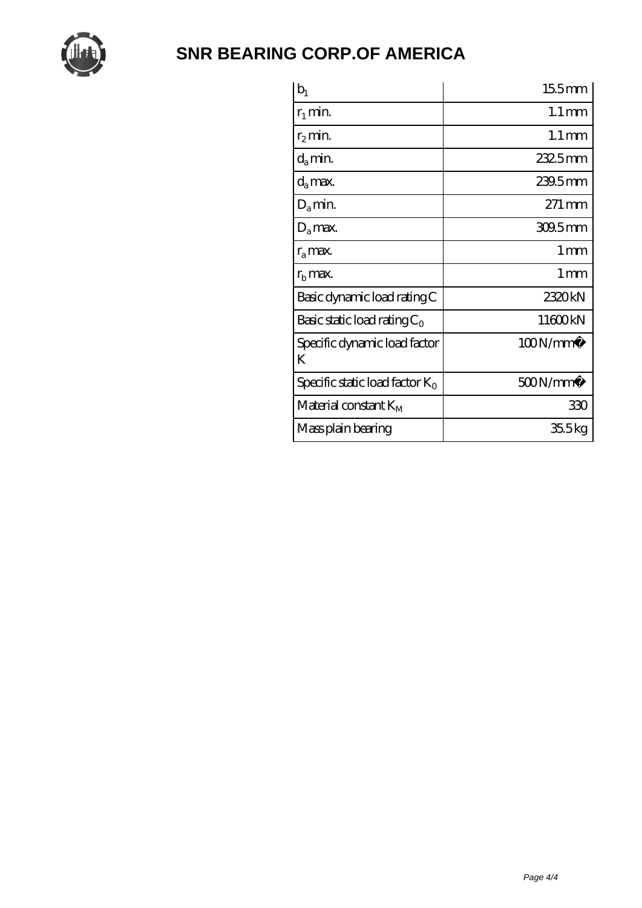| | |
|---|---|
| $b_1$ | 15.5 mm |
| $r_1$ min. | 1.1 mm |
| $r_2$ min. | 1.1 mm |
| $d_a$ min. | 232.5 mm |
| $d_a$ max. | 239.5 mm |
| $D_a$ min. | 271 mm |
| $D_a$ max. | 309.5 mm |
| $r_a$ max. | 1 mm |
| $r_b$ max. | 1 mm |
| Basic dynamic load rating C | 2320 kN |
| Basic static load rating $C_0$ | 11600 kN |
| Specific dynamic load factor K | 100 N/mm� |
| Specific static load factor $K_0$ | 500 N/mm� |
| Material constant $K_M$ | 330 |
| Mass plain bearing | 35.5 kg |